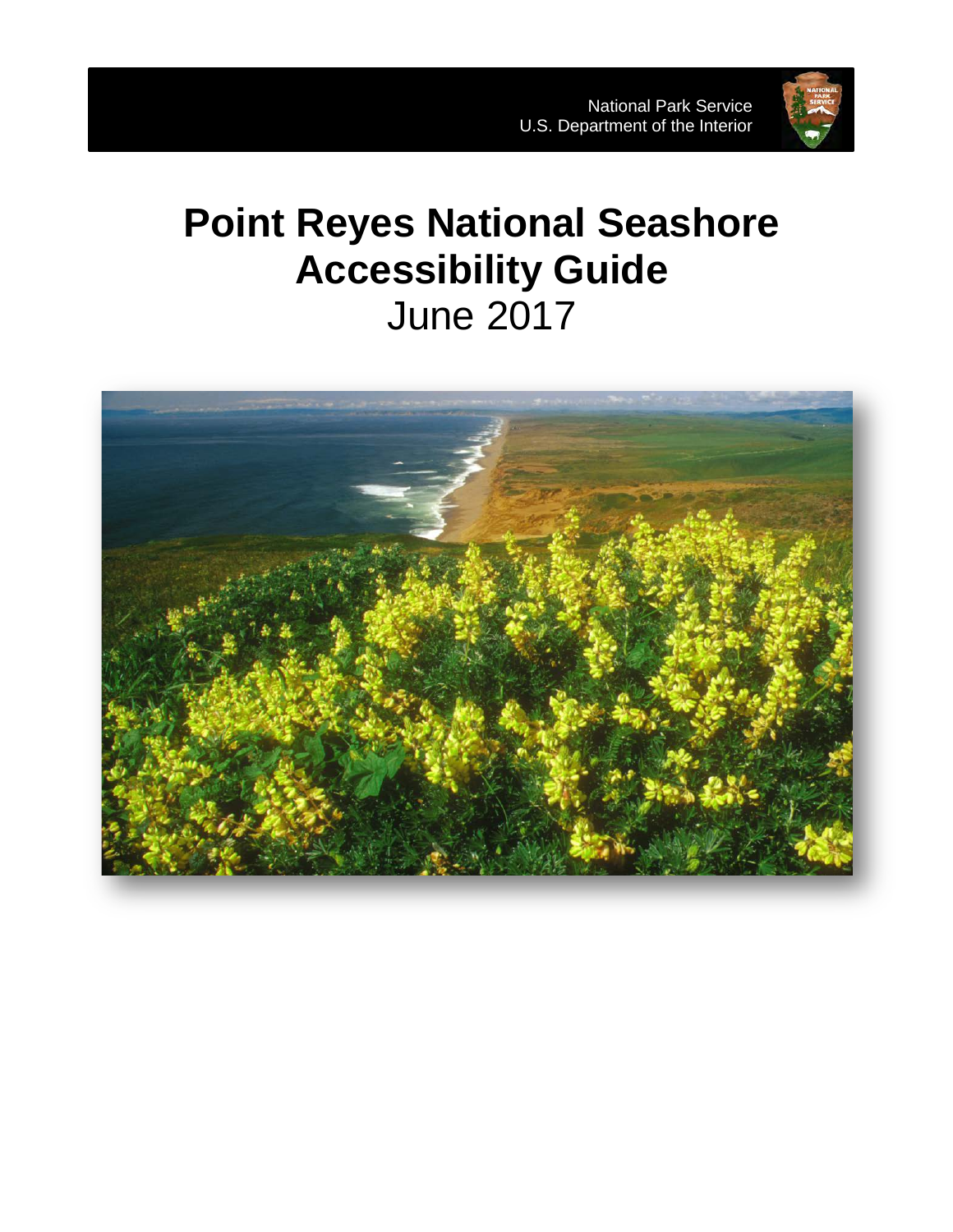National Park Service
U.S. Department of the Interior

# Point Reyes National Seashore Accessibility Guide

June 2017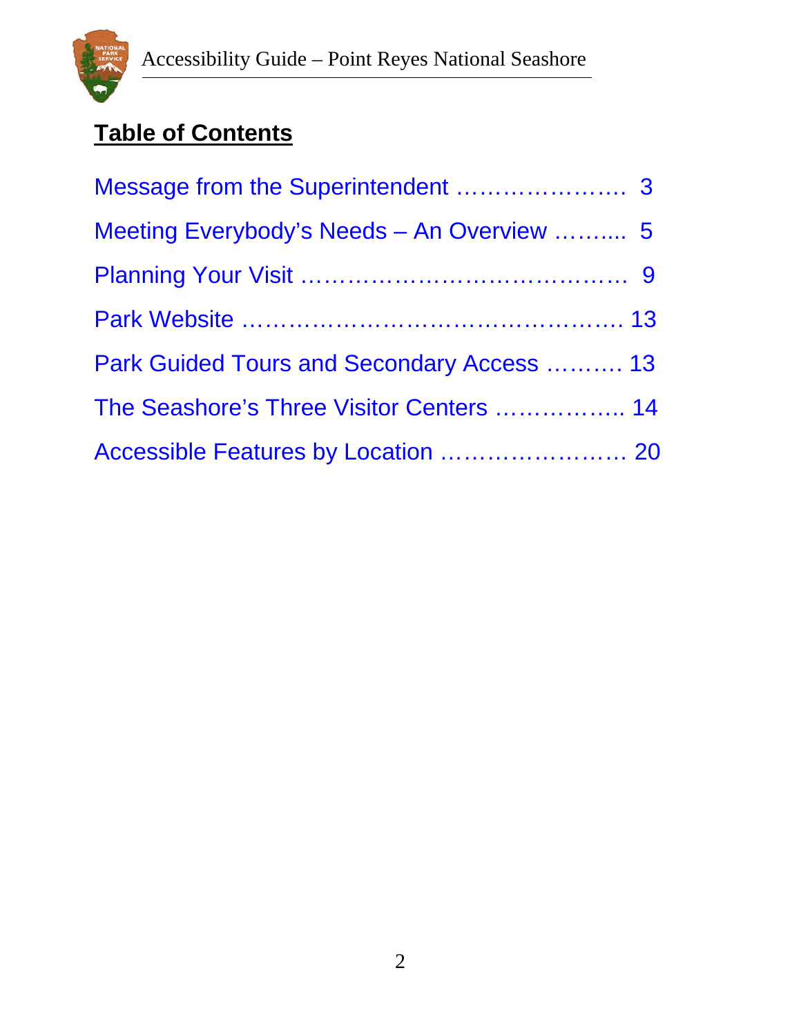## Table of Contents

Message from the Superintendent …………………. 3

Meeting Everybody's Needs – An Overview ……... 5

Planning Your Visit …………………………………. 9

Park Website ……………………………………….. 13

Park Guided Tours and Secondary Access ………. 13

The Seashore's Three Visitor Centers …………….. 14

Accessible Features by Location ………………….. 20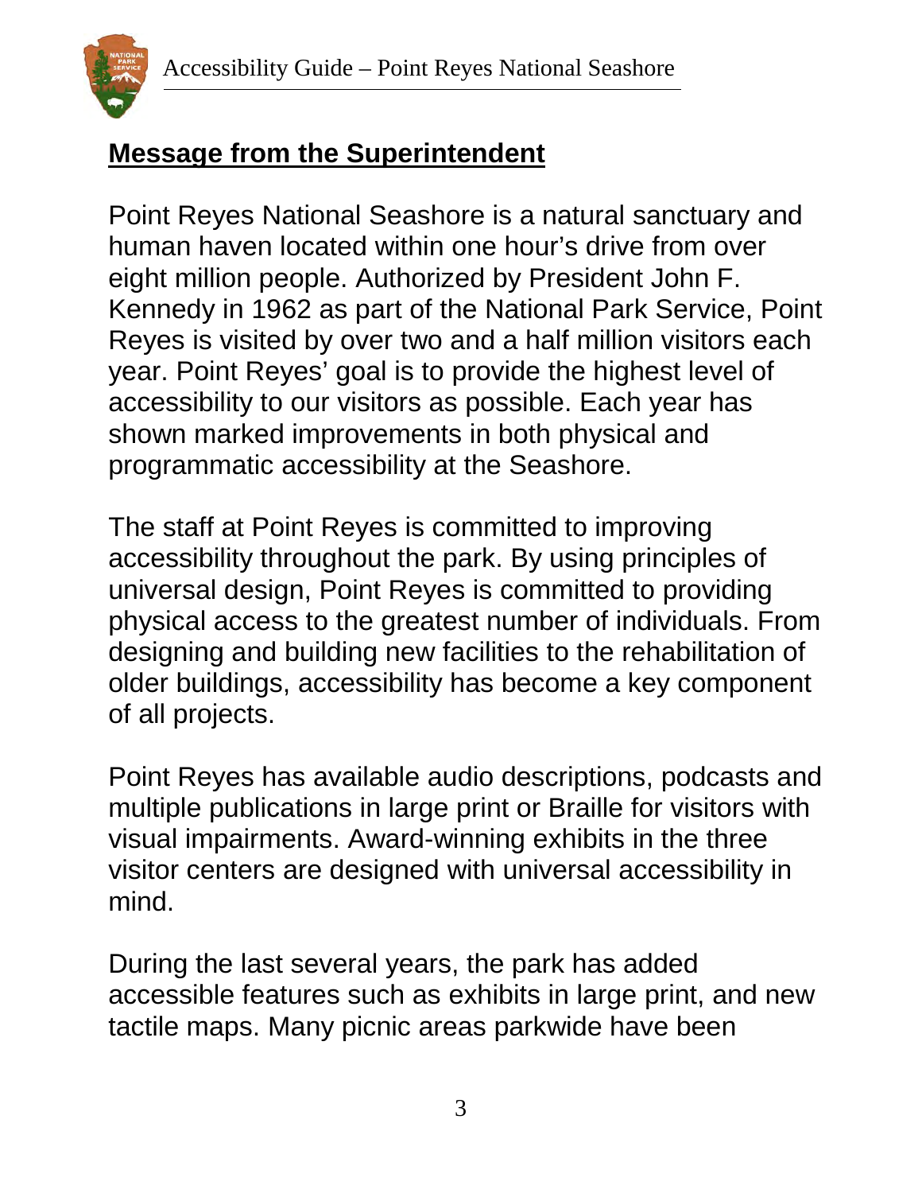## Message from the Superintendent

Point Reyes National Seashore is a natural sanctuary and human haven located within one hour's drive from over eight million people. Authorized by President John F. Kennedy in 1962 as part of the National Park Service, Point Reyes is visited by over two and a half million visitors each year. Point Reyes' goal is to provide the highest level of accessibility to our visitors as possible. Each year has shown marked improvements in both physical and programmatic accessibility at the Seashore.

The staff at Point Reyes is committed to improving accessibility throughout the park. By using principles of universal design, Point Reyes is committed to providing physical access to the greatest number of individuals. From designing and building new facilities to the rehabilitation of older buildings, accessibility has become a key component of all projects.

Point Reyes has available audio descriptions, podcasts and multiple publications in large print or Braille for visitors with visual impairments. Award-winning exhibits in the three visitor centers are designed with universal accessibility in mind.

During the last several years, the park has added accessible features such as exhibits in large print, and new tactile maps. Many picnic areas parkwide have been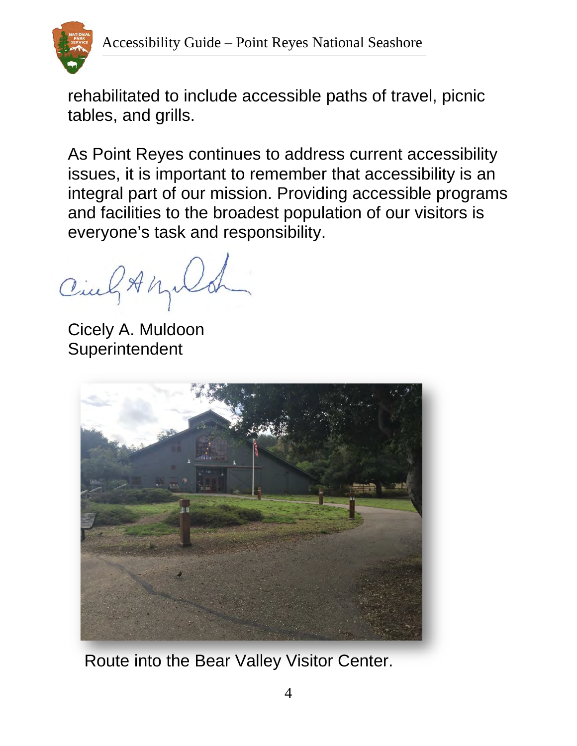rehabilitated to include accessible paths of travel, picnic tables, and grills.

As Point Reyes continues to address current accessibility issues, it is important to remember that accessibility is an integral part of our mission. Providing accessible programs and facilities to the broadest population of our visitors is everyone's task and responsibility.

Cicely A. Muldoon
Superintendent

Route into the Bear Valley Visitor Center.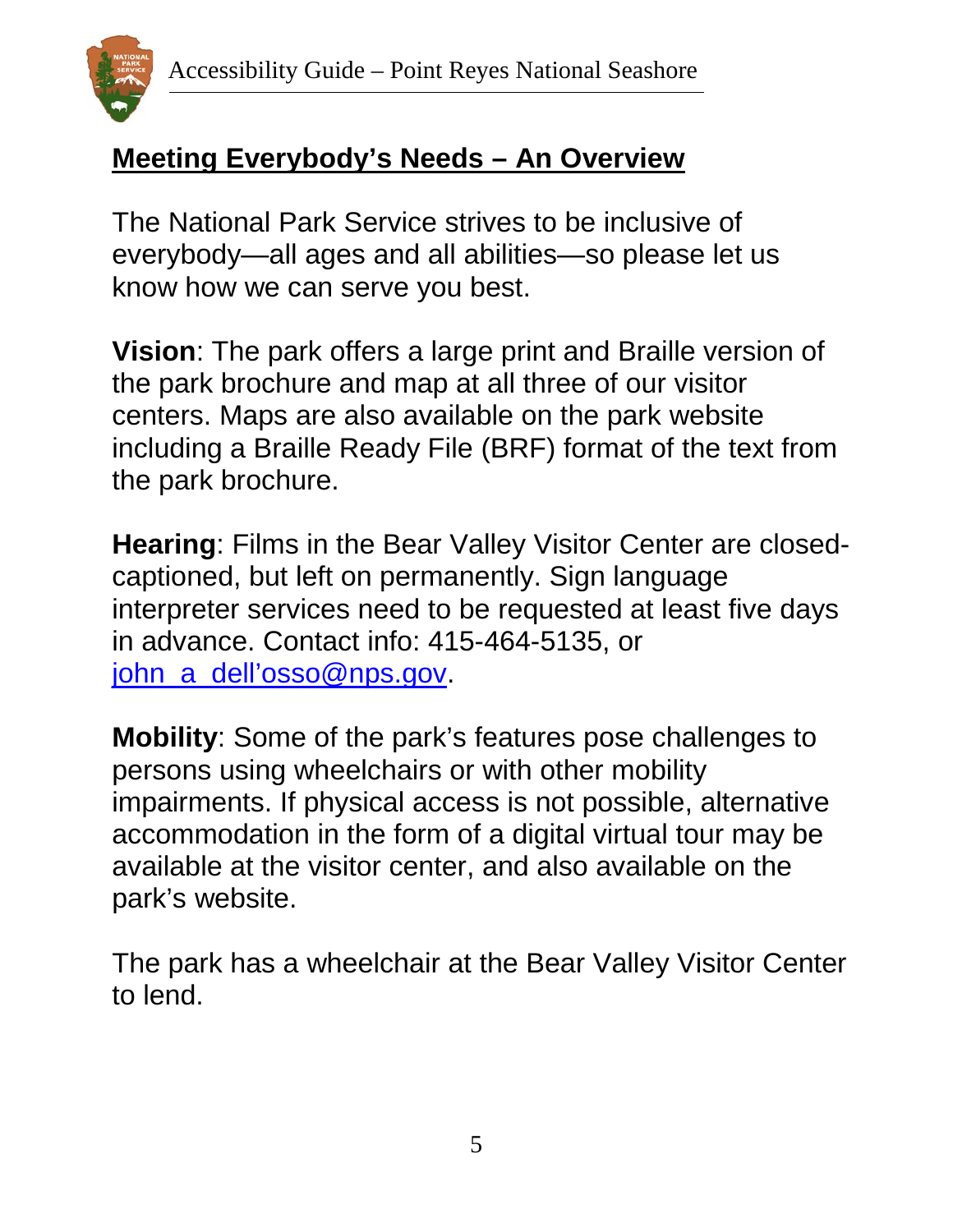## Meeting Everybody's Needs – An Overview

The National Park Service strives to be inclusive of everybody—all ages and all abilities—so please let us know how we can serve you best.

**Vision**: The park offers a large print and Braille version of the park brochure and map at all three of our visitor centers. Maps are also available on the park website including a Braille Ready File (BRF) format of the text from the park brochure.

**Hearing**: Films in the Bear Valley Visitor Center are closed-captioned, but left on permanently. Sign language interpreter services need to be requested at least five days in advance. Contact info: 415-464-5135, or john_a_dell'osso@nps.gov.

**Mobility**: Some of the park's features pose challenges to persons using wheelchairs or with other mobility impairments. If physical access is not possible, alternative accommodation in the form of a digital virtual tour may be available at the visitor center, and also available on the park's website.

The park has a wheelchair at the Bear Valley Visitor Center to lend.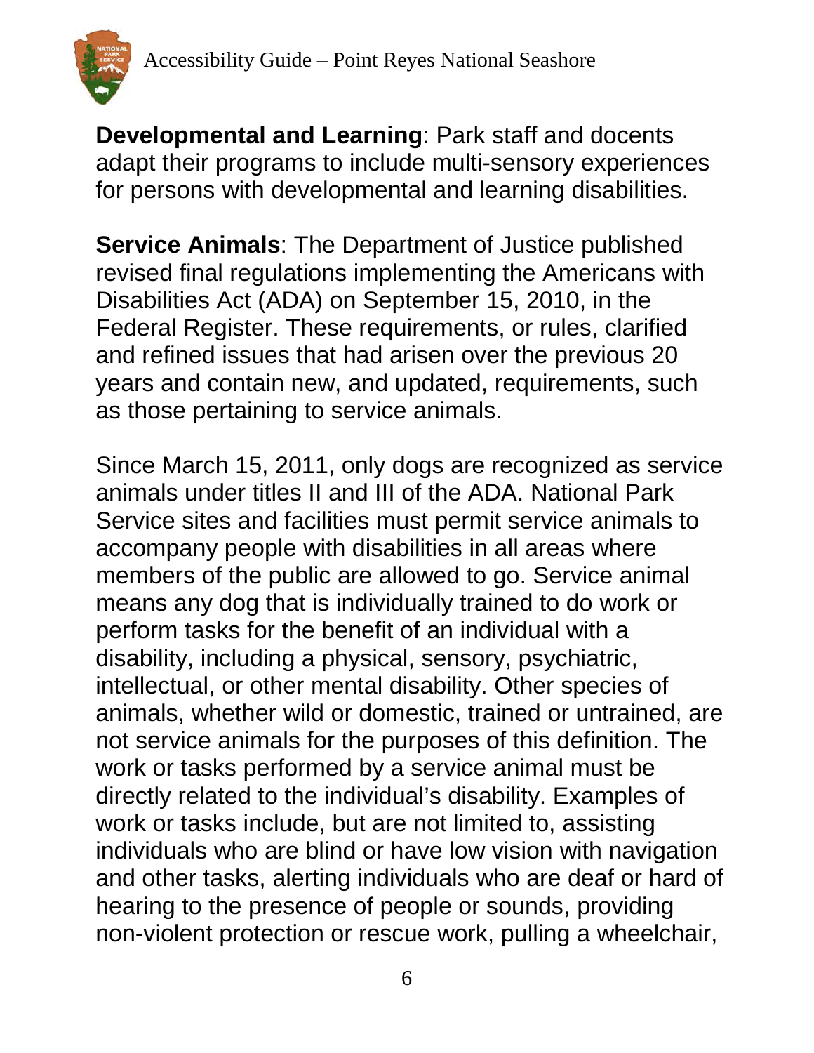**Developmental and Learning**: Park staff and docents adapt their programs to include multi-sensory experiences for persons with developmental and learning disabilities.

**Service Animals**: The Department of Justice published revised final regulations implementing the Americans with Disabilities Act (ADA) on September 15, 2010, in the Federal Register. These requirements, or rules, clarified and refined issues that had arisen over the previous 20 years and contain new, and updated, requirements, such as those pertaining to service animals.

Since March 15, 2011, only dogs are recognized as service animals under titles II and III of the ADA. National Park Service sites and facilities must permit service animals to accompany people with disabilities in all areas where members of the public are allowed to go. Service animal means any dog that is individually trained to do work or perform tasks for the benefit of an individual with a disability, including a physical, sensory, psychiatric, intellectual, or other mental disability. Other species of animals, whether wild or domestic, trained or untrained, are not service animals for the purposes of this definition. The work or tasks performed by a service animal must be directly related to the individual's disability. Examples of work or tasks include, but are not limited to, assisting individuals who are blind or have low vision with navigation and other tasks, alerting individuals who are deaf or hard of hearing to the presence of people or sounds, providing non-violent protection or rescue work, pulling a wheelchair,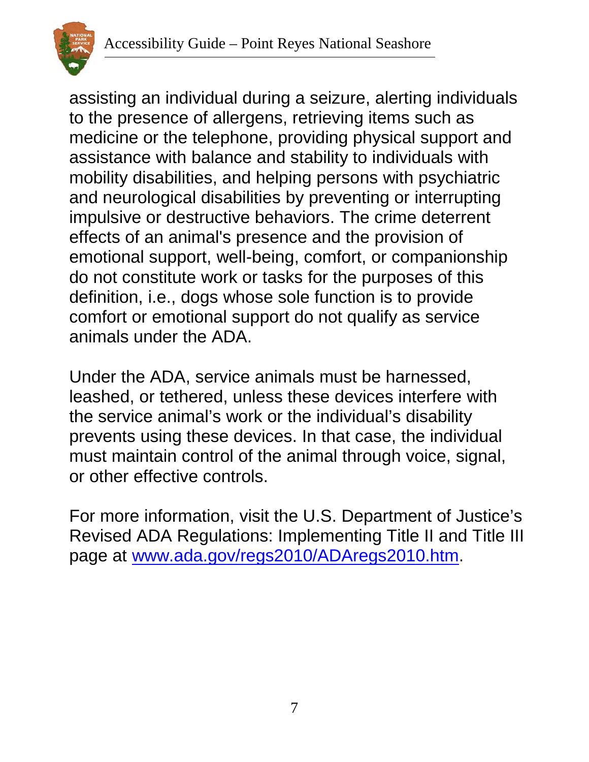assisting an individual during a seizure, alerting individuals to the presence of allergens, retrieving items such as medicine or the telephone, providing physical support and assistance with balance and stability to individuals with mobility disabilities, and helping persons with psychiatric and neurological disabilities by preventing or interrupting impulsive or destructive behaviors. The crime deterrent effects of an animal's presence and the provision of emotional support, well-being, comfort, or companionship do not constitute work or tasks for the purposes of this definition, i.e., dogs whose sole function is to provide comfort or emotional support do not qualify as service animals under the ADA.

Under the ADA, service animals must be harnessed, leashed, or tethered, unless these devices interfere with the service animal's work or the individual's disability prevents using these devices. In that case, the individual must maintain control of the animal through voice, signal, or other effective controls.

For more information, visit the U.S. Department of Justice's Revised ADA Regulations: Implementing Title II and Title III page at [www.ada.gov/regs2010/ADAregs2010.htm](http://www.ada.gov/regs2010/ADAregs2010.htm).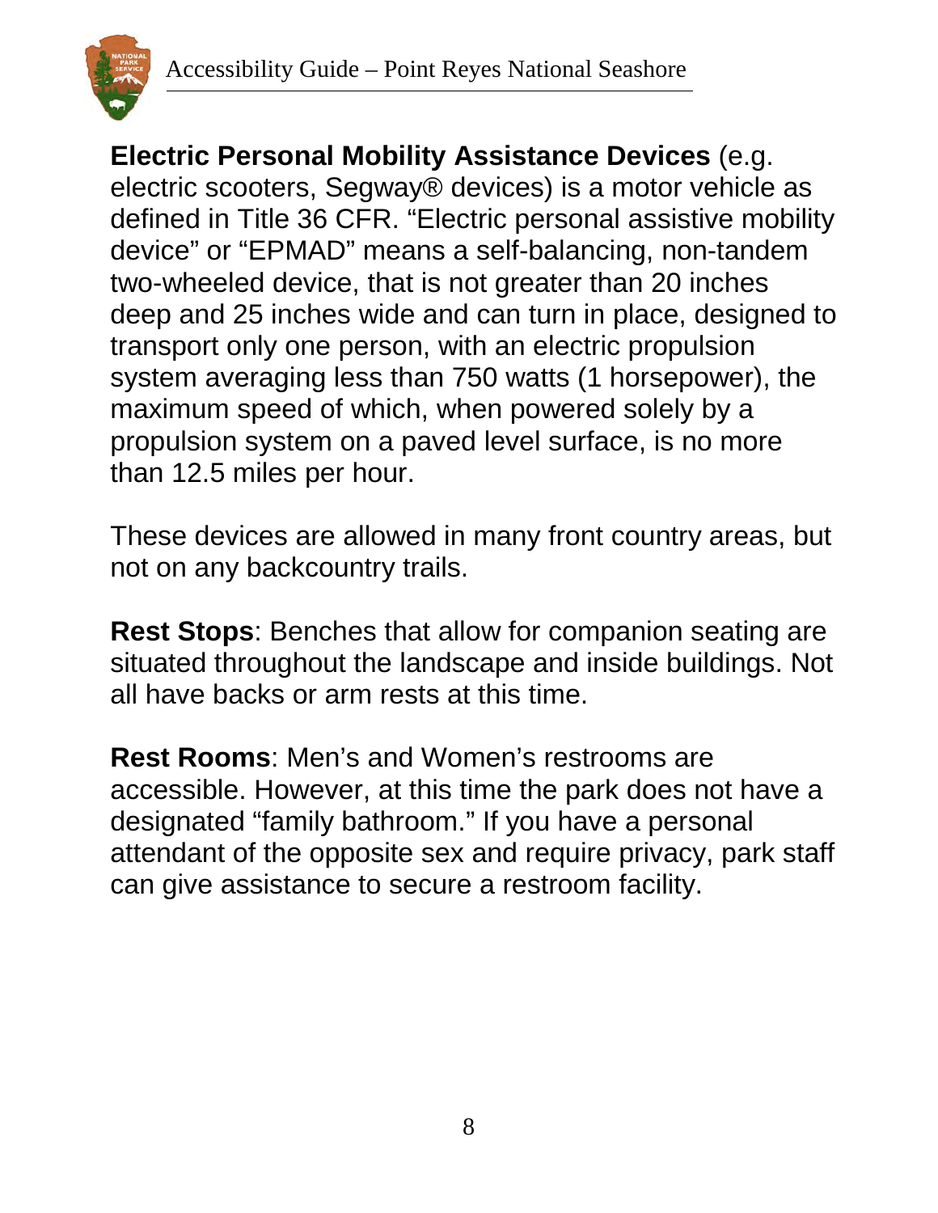**Electric Personal Mobility Assistance Devices** (e.g. electric scooters, Segway® devices) is a motor vehicle as defined in Title 36 CFR. "Electric personal assistive mobility device" or "EPMAD" means a self-balancing, non-tandem two-wheeled device, that is not greater than 20 inches deep and 25 inches wide and can turn in place, designed to transport only one person, with an electric propulsion system averaging less than 750 watts (1 horsepower), the maximum speed of which, when powered solely by a propulsion system on a paved level surface, is no more than 12.5 miles per hour.

These devices are allowed in many front country areas, but not on any backcountry trails.

**Rest Stops**: Benches that allow for companion seating are situated throughout the landscape and inside buildings. Not all have backs or arm rests at this time.

**Rest Rooms**: Men's and Women's restrooms are accessible. However, at this time the park does not have a designated "family bathroom." If you have a personal attendant of the opposite sex and require privacy, park staff can give assistance to secure a restroom facility.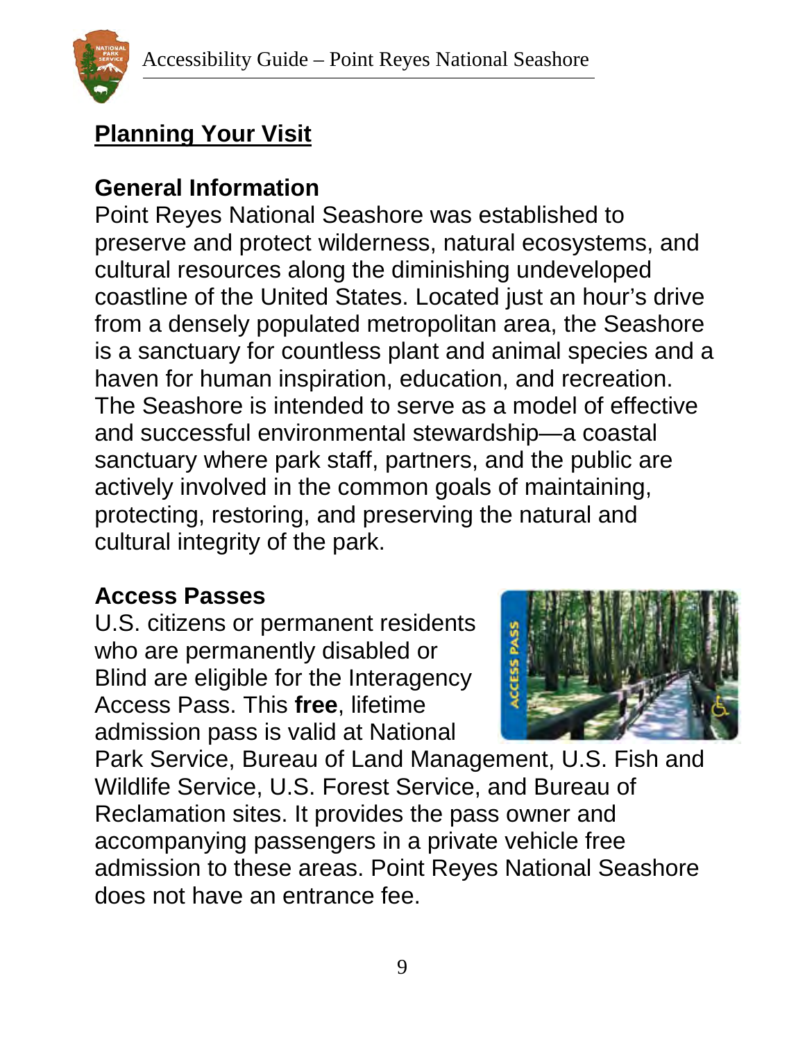## Planning Your Visit

### General Information

Point Reyes National Seashore was established to preserve and protect wilderness, natural ecosystems, and cultural resources along the diminishing undeveloped coastline of the United States. Located just an hour's drive from a densely populated metropolitan area, the Seashore is a sanctuary for countless plant and animal species and a haven for human inspiration, education, and recreation. The Seashore is intended to serve as a model of effective and successful environmental stewardship—a coastal sanctuary where park staff, partners, and the public are actively involved in the common goals of maintaining, protecting, restoring, and preserving the natural and cultural integrity of the park.

### Access Passes

U.S. citizens or permanent residents who are permanently disabled or Blind are eligible for the Interagency Access Pass. This **free**, lifetime admission pass is valid at National Park Service, Bureau of Land Management, U.S. Fish and Wildlife Service, U.S. Forest Service, and Bureau of Reclamation sites. It provides the pass owner and accompanying passengers in a private vehicle free admission to these areas. Point Reyes National Seashore does not have an entrance fee.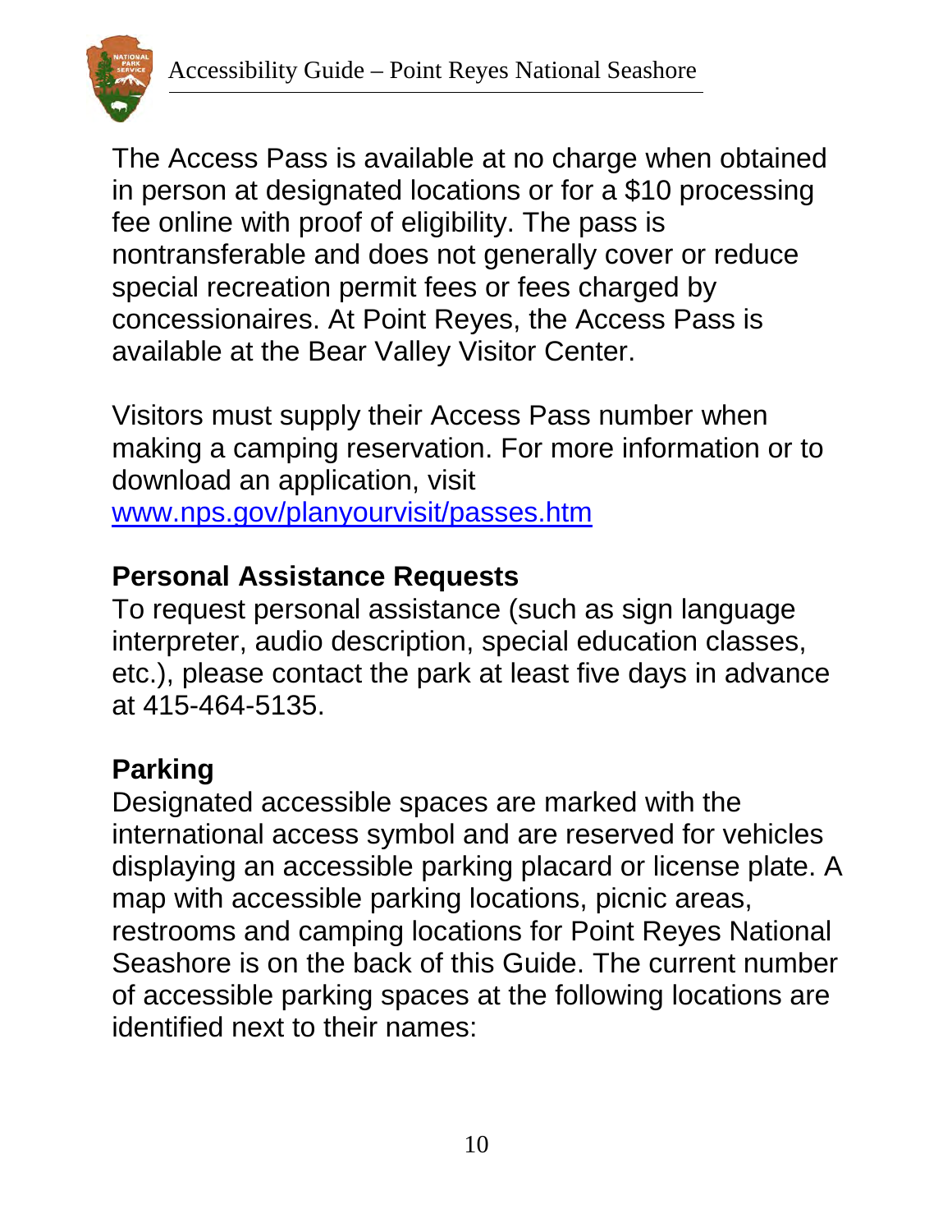The Access Pass is available at no charge when obtained in person at designated locations or for a $10 processing fee online with proof of eligibility. The pass is nontransferable and does not generally cover or reduce special recreation permit fees or fees charged by concessionaires. At Point Reyes, the Access Pass is available at the Bear Valley Visitor Center.

Visitors must supply their Access Pass number when making a camping reservation. For more information or to download an application, visit [www.nps.gov/planyourvisit/passes.htm](www.nps.gov/planyourvisit/passes.htm)

## Personal Assistance Requests

To request personal assistance (such as sign language interpreter, audio description, special education classes, etc.), please contact the park at least five days in advance at 415-464-5135.

## Parking

Designated accessible spaces are marked with the international access symbol and are reserved for vehicles displaying an accessible parking placard or license plate. A map with accessible parking locations, picnic areas, restrooms and camping locations for Point Reyes National Seashore is on the back of this Guide. The current number of accessible parking spaces at the following locations are identified next to their names: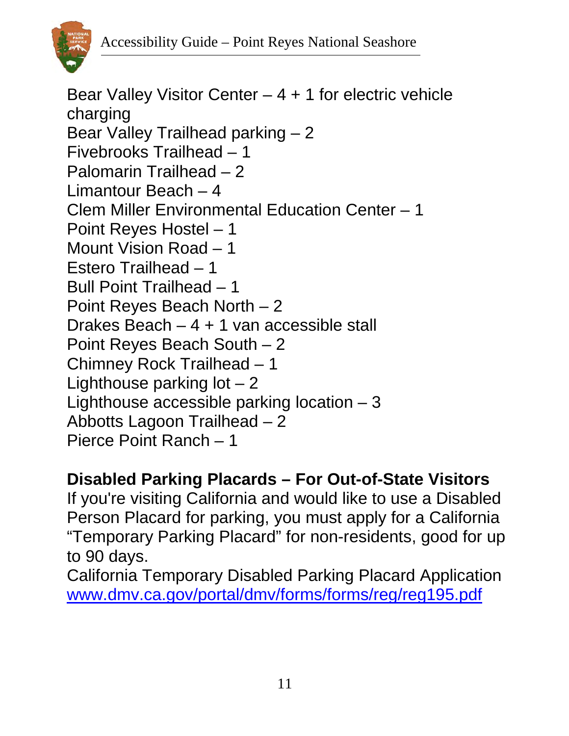Bear Valley Visitor Center – 4 + 1 for electric vehicle charging
Bear Valley Trailhead parking – 2
Fivebrooks Trailhead – 1
Palomarin Trailhead – 2
Limantour Beach – 4
Clem Miller Environmental Education Center – 1
Point Reyes Hostel – 1
Mount Vision Road – 1
Estero Trailhead – 1
Bull Point Trailhead – 1
Point Reyes Beach North – 2
Drakes Beach – 4 + 1 van accessible stall
Point Reyes Beach South – 2
Chimney Rock Trailhead – 1
Lighthouse parking lot – 2
Lighthouse accessible parking location – 3
Abbotts Lagoon Trailhead – 2
Pierce Point Ranch – 1

**Disabled Parking Placards – For Out-of-State Visitors**

If you're visiting California and would like to use a Disabled Person Placard for parking, you must apply for a California "Temporary Parking Placard" for non-residents, good for up to 90 days.

California Temporary Disabled Parking Placard Application
[www.dmv.ca.gov/portal/dmv/forms/forms/reg/reg195.pdf](www.dmv.ca.gov/portal/dmv/forms/forms/reg/reg195.pdf)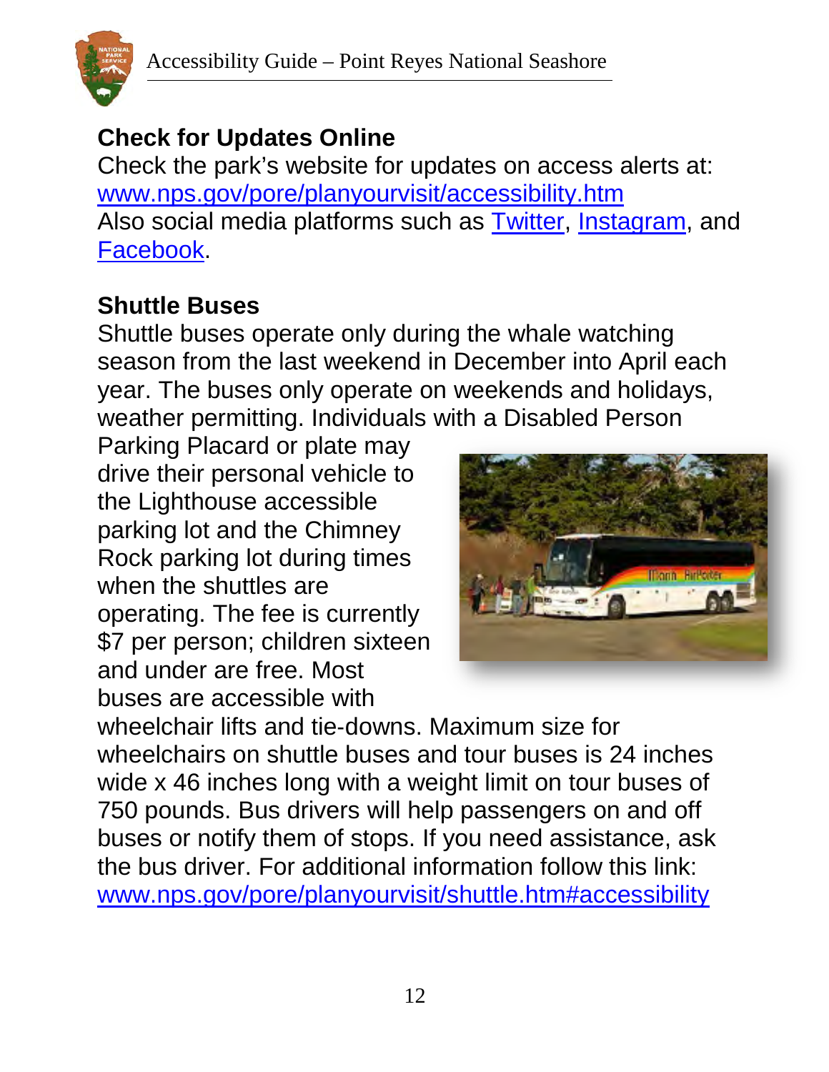## Check for Updates Online

Check the park's website for updates on access alerts at: [www.nps.gov/pore/planyourvisit/accessibility.htm](www.nps.gov/pore/planyourvisit/accessibility.htm)
Also social media platforms such as Twitter, Instagram, and Facebook.

## Shuttle Buses

Shuttle buses operate only during the whale watching season from the last weekend in December into April each year. The buses only operate on weekends and holidays, weather permitting. Individuals with a Disabled Person Parking Placard or plate may drive their personal vehicle to the Lighthouse accessible parking lot and the Chimney Rock parking lot during times when the shuttles are operating. The fee is currently $7 per person; children sixteen and under are free. Most buses are accessible with wheelchair lifts and tie-downs. Maximum size for wheelchairs on shuttle buses and tour buses is 24 inches wide x 46 inches long with a weight limit on tour buses of 750 pounds. Bus drivers will help passengers on and off buses or notify them of stops. If you need assistance, ask the bus driver. For additional information follow this link: [www.nps.gov/pore/planyourvisit/shuttle.htm#accessibility](www.nps.gov/pore/planyourvisit/shuttle.htm#accessibility)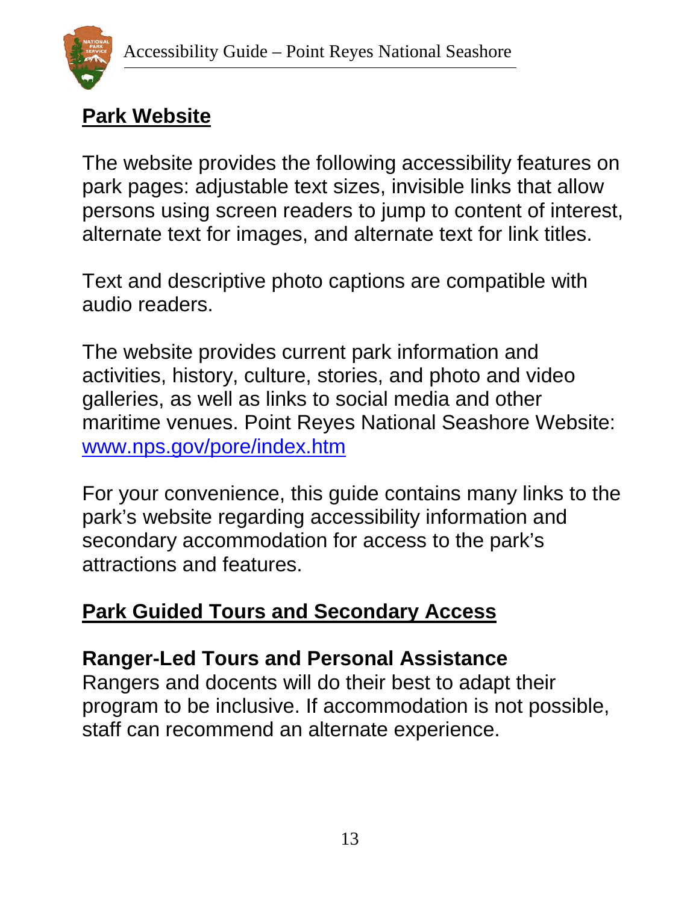## Park Website

The website provides the following accessibility features on park pages: adjustable text sizes, invisible links that allow persons using screen readers to jump to content of interest, alternate text for images, and alternate text for link titles.

Text and descriptive photo captions are compatible with audio readers.

The website provides current park information and activities, history, culture, stories, and photo and video galleries, as well as links to social media and other maritime venues. Point Reyes National Seashore Website: [www.nps.gov/pore/index.htm](http://www.nps.gov/pore/index.htm)

For your convenience, this guide contains many links to the park's website regarding accessibility information and secondary accommodation for access to the park's attractions and features.

## Park Guided Tours and Secondary Access

### Ranger-Led Tours and Personal Assistance

Rangers and docents will do their best to adapt their program to be inclusive. If accommodation is not possible, staff can recommend an alternate experience.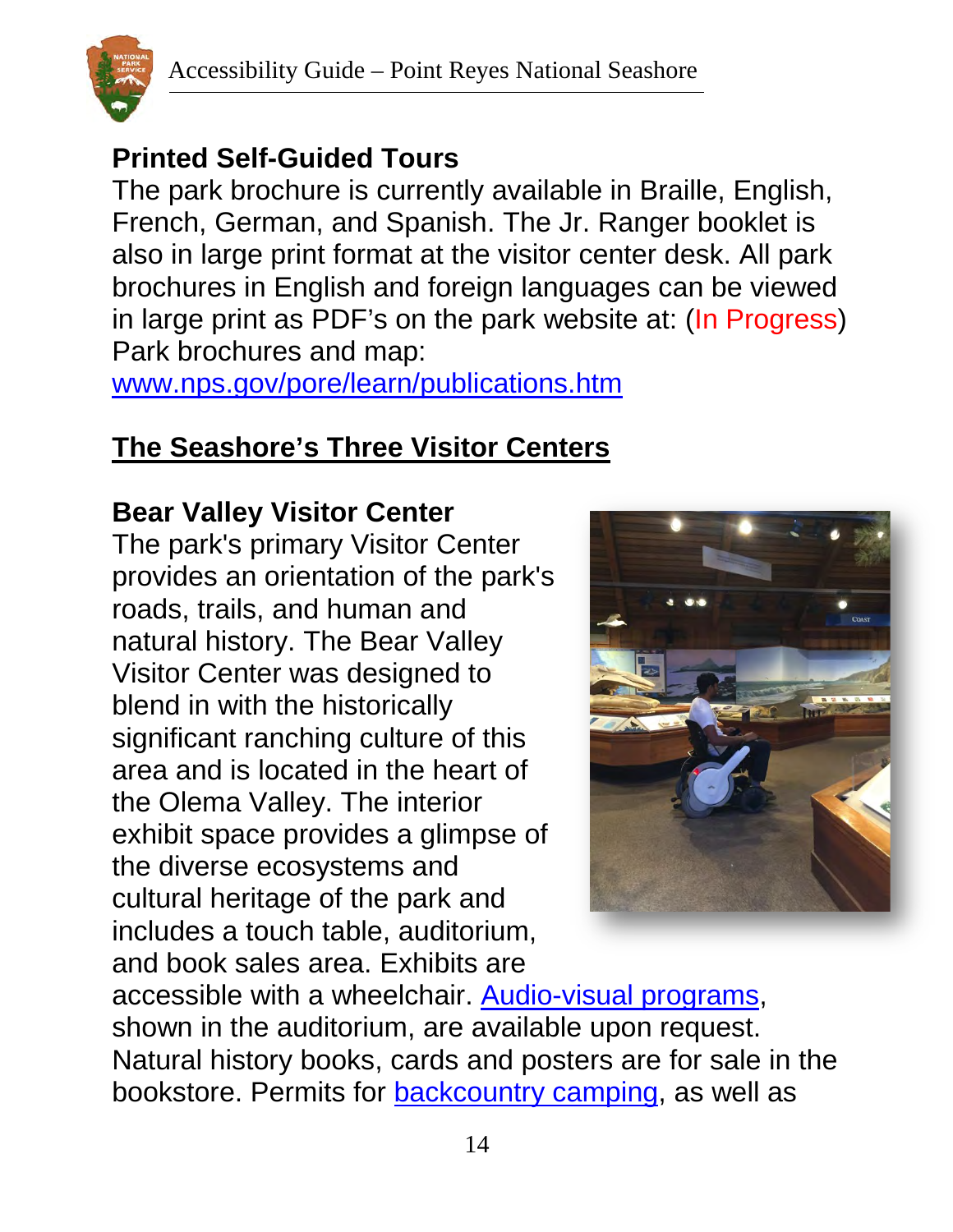### Printed Self-Guided Tours

The park brochure is currently available in Braille, English, French, German, and Spanish. The Jr. Ranger booklet is also in large print format at the visitor center desk. All park brochures in English and foreign languages can be viewed in large print as PDF's on the park website at: (In Progress) Park brochures and map: [www.nps.gov/pore/learn/publications.htm](www.nps.gov/pore/learn/publications.htm)

## The Seashore's Three Visitor Centers

### Bear Valley Visitor Center

The park's primary Visitor Center provides an orientation of the park's roads, trails, and human and natural history. The Bear Valley Visitor Center was designed to blend in with the historically significant ranching culture of this area and is located in the heart of the Olema Valley. The interior exhibit space provides a glimpse of the diverse ecosystems and cultural heritage of the park and includes a touch table, auditorium, and book sales area. Exhibits are accessible with a wheelchair. Audio-visual programs, shown in the auditorium, are available upon request. Natural history books, cards and posters are for sale in the bookstore. Permits for backcountry camping, as well as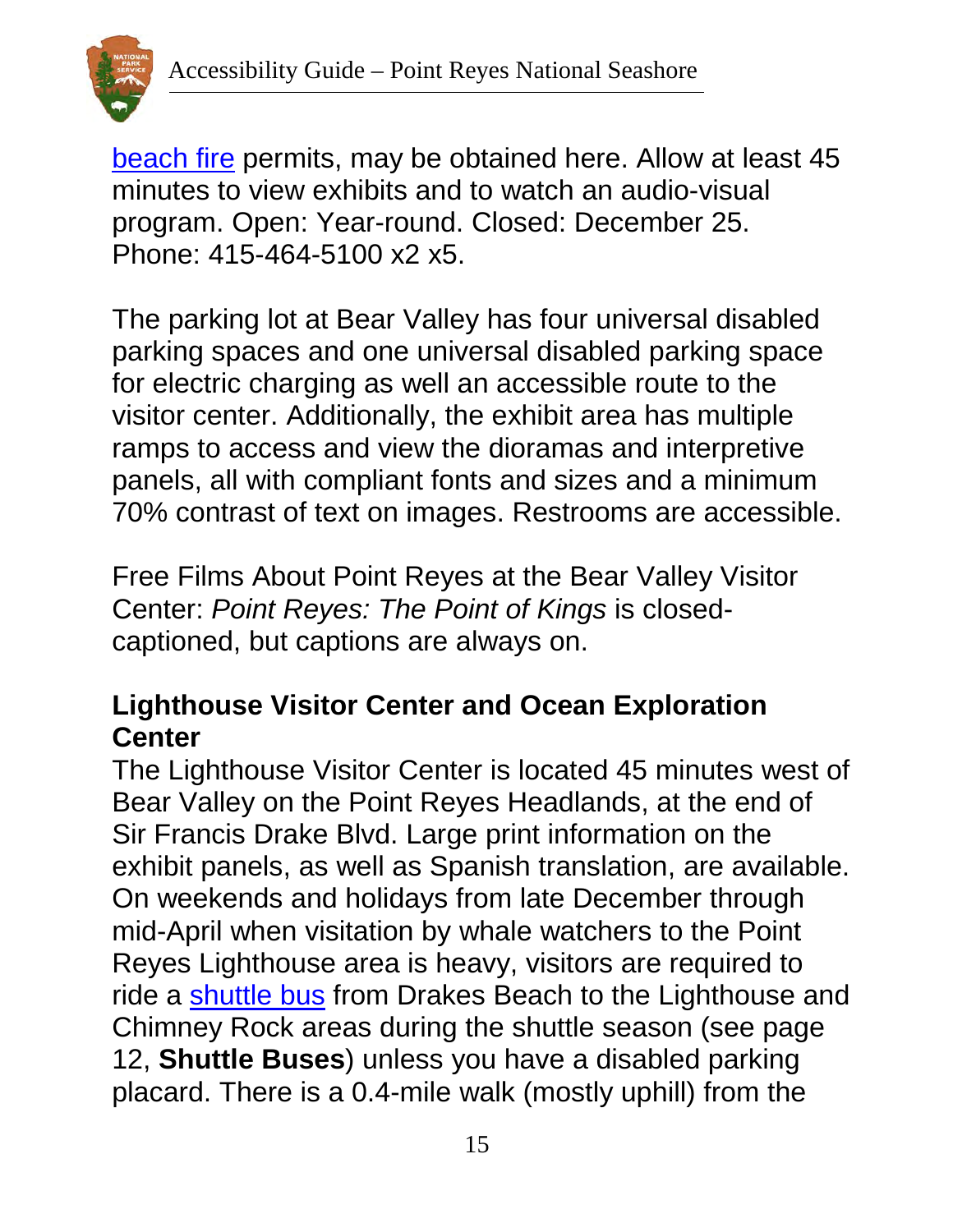beach fire permits, may be obtained here. Allow at least 45 minutes to view exhibits and to watch an audio-visual program. Open: Year-round. Closed: December 25. Phone: 415-464-5100 x2 x5.

The parking lot at Bear Valley has four universal disabled parking spaces and one universal disabled parking space for electric charging as well an accessible route to the visitor center. Additionally, the exhibit area has multiple ramps to access and view the dioramas and interpretive panels, all with compliant fonts and sizes and a minimum 70% contrast of text on images. Restrooms are accessible.

Free Films About Point Reyes at the Bear Valley Visitor Center: *Point Reyes: The Point of Kings* is closed-captioned, but captions are always on.

### Lighthouse Visitor Center and Ocean Exploration Center

The Lighthouse Visitor Center is located 45 minutes west of Bear Valley on the Point Reyes Headlands, at the end of Sir Francis Drake Blvd. Large print information on the exhibit panels, as well as Spanish translation, are available. On weekends and holidays from late December through mid-April when visitation by whale watchers to the Point Reyes Lighthouse area is heavy, visitors are required to ride a shuttle bus from Drakes Beach to the Lighthouse and Chimney Rock areas during the shuttle season (see page 12, **Shuttle Buses**) unless you have a disabled parking placard. There is a 0.4-mile walk (mostly uphill) from the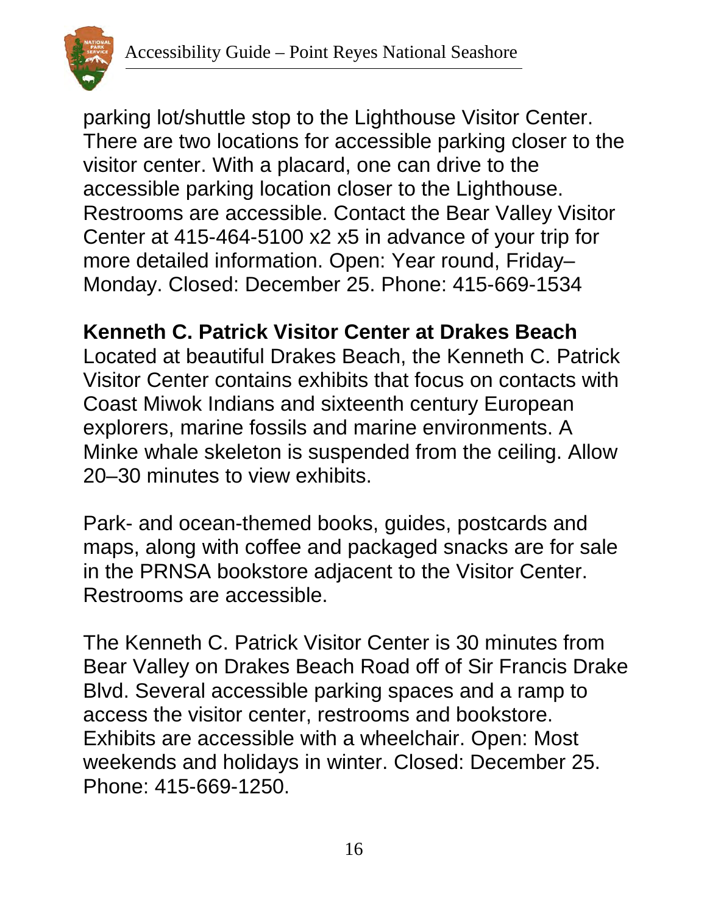parking lot/shuttle stop to the Lighthouse Visitor Center. There are two locations for accessible parking closer to the visitor center. With a placard, one can drive to the accessible parking location closer to the Lighthouse. Restrooms are accessible. Contact the Bear Valley Visitor Center at 415-464-5100 x2 x5 in advance of your trip for more detailed information. Open: Year round, Friday–Monday. Closed: December 25. Phone: 415-669-1534

**Kenneth C. Patrick Visitor Center at Drakes Beach**
Located at beautiful Drakes Beach, the Kenneth C. Patrick Visitor Center contains exhibits that focus on contacts with Coast Miwok Indians and sixteenth century European explorers, marine fossils and marine environments. A Minke whale skeleton is suspended from the ceiling. Allow 20–30 minutes to view exhibits.

Park- and ocean-themed books, guides, postcards and maps, along with coffee and packaged snacks are for sale in the PRNSA bookstore adjacent to the Visitor Center. Restrooms are accessible.

The Kenneth C. Patrick Visitor Center is 30 minutes from Bear Valley on Drakes Beach Road off of Sir Francis Drake Blvd. Several accessible parking spaces and a ramp to access the visitor center, restrooms and bookstore. Exhibits are accessible with a wheelchair. Open: Most weekends and holidays in winter. Closed: December 25. Phone: 415-669-1250.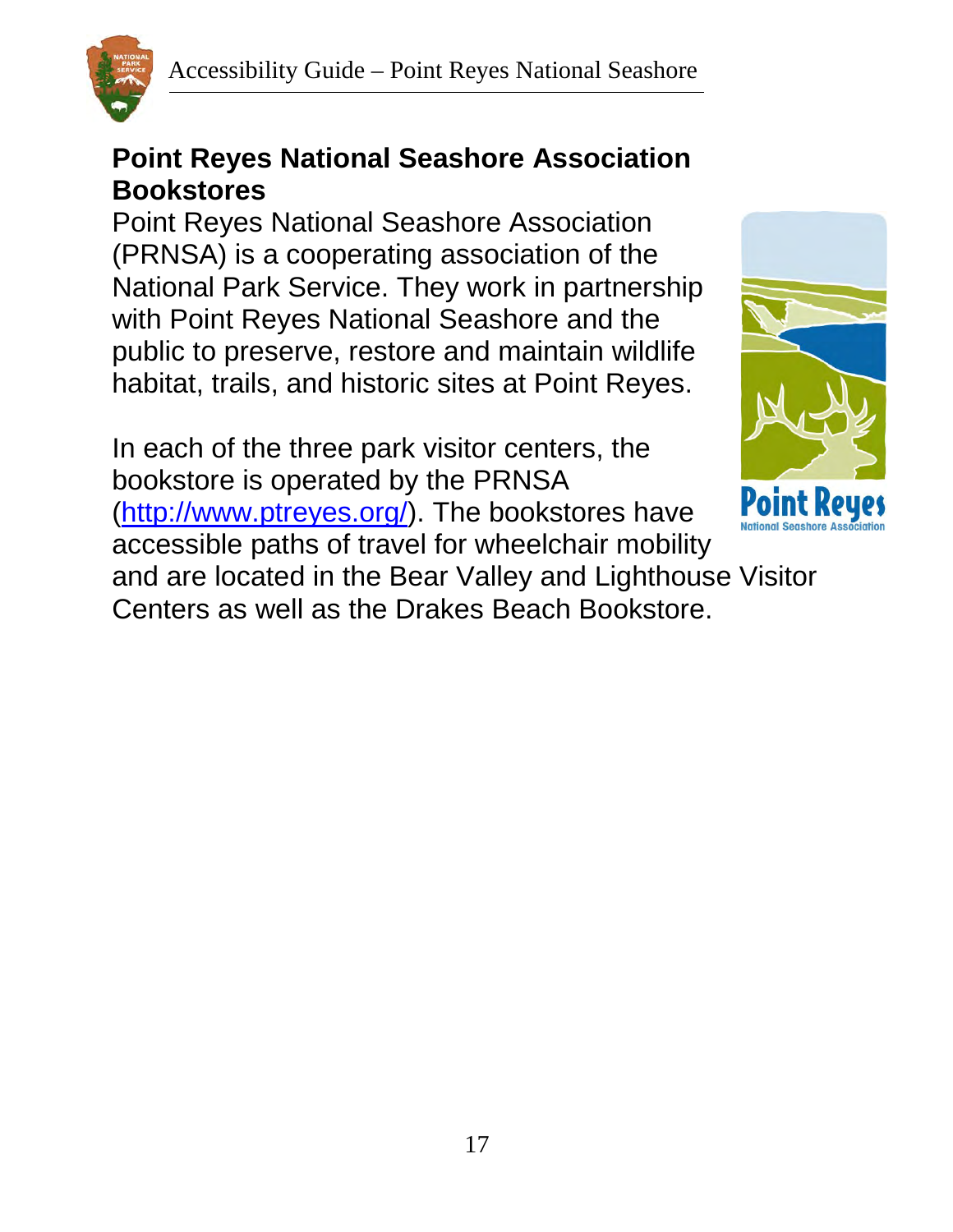## Point Reyes National Seashore Association Bookstores

Point Reyes National Seashore Association (PRNSA) is a cooperating association of the National Park Service. They work in partnership with Point Reyes National Seashore and the public to preserve, restore and maintain wildlife habitat, trails, and historic sites at Point Reyes.

In each of the three park visitor centers, the bookstore is operated by the PRNSA (http://www.ptreyes.org/). The bookstores have accessible paths of travel for wheelchair mobility and are located in the Bear Valley and Lighthouse Visitor Centers as well as the Drakes Beach Bookstore.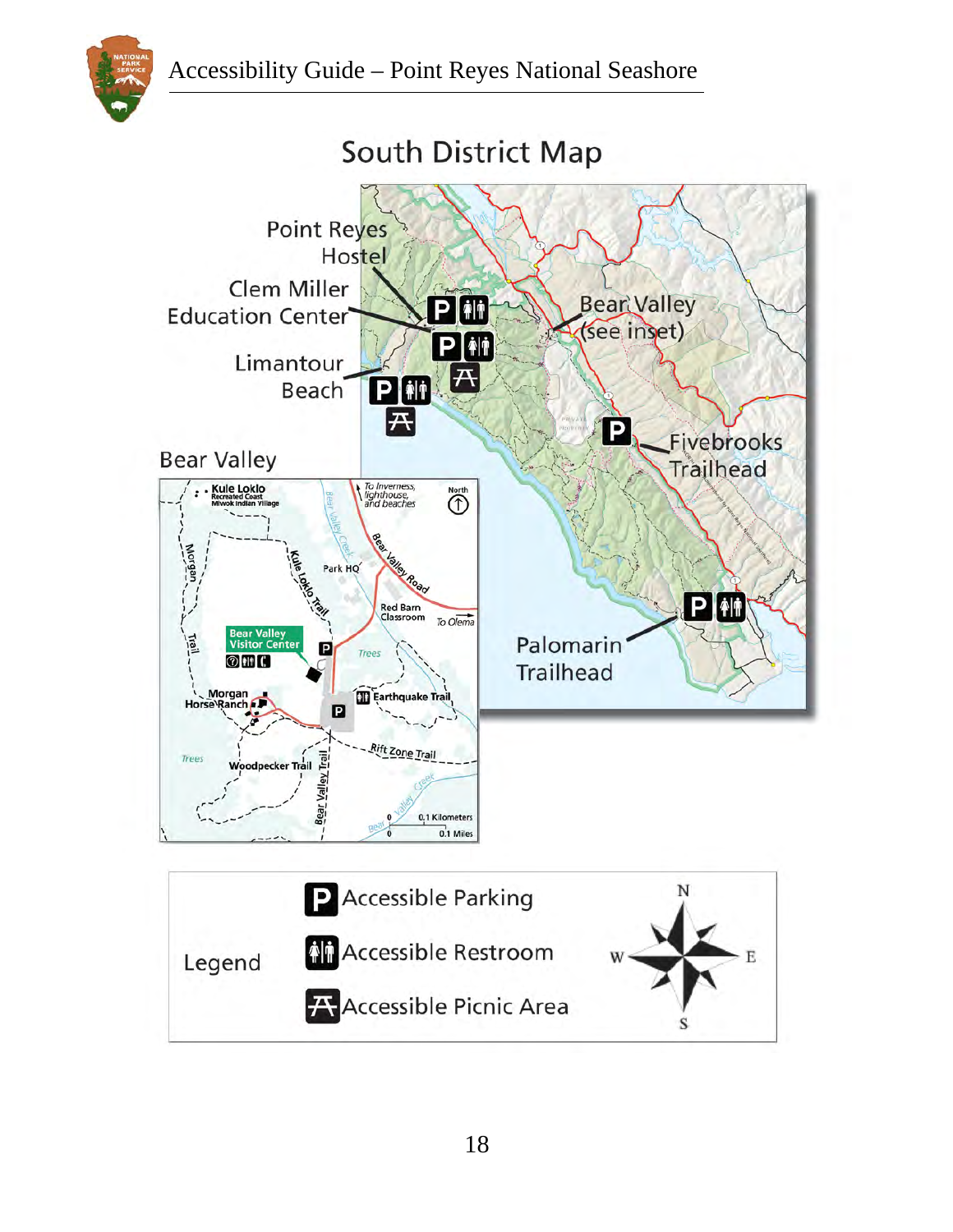# South District Map

Point Reyes Hostel

Clem Miller Education Center

Limantour Beach

Bear Valley (see inset)

Fivebrooks Trailhead

Palomarin Trailhead

Bear Valley

Kule Loklo Recreated Coast Miwok Indian Village

To Inverness, lighthouse, and beaches

North

Bear Valley Creek

Bear Valley Road

Kule Loklo Trail

Park HQ

Morgan Trail

Red Barn Classroom

To Olema

Bear Valley Visitor Center

Trees

Earthquake Trail

Morgan Horse Ranch

Rift Zone Trail

Trees

Woodpecker Trail

Bear Valley Trail

Bear Valley Creek

0.1 Kilometers

0.1 Miles

| Legend | |
|---|---|
| P | Accessible Parking |
| | Accessible Restroom |
| | Accessible Picnic Area |

N E S W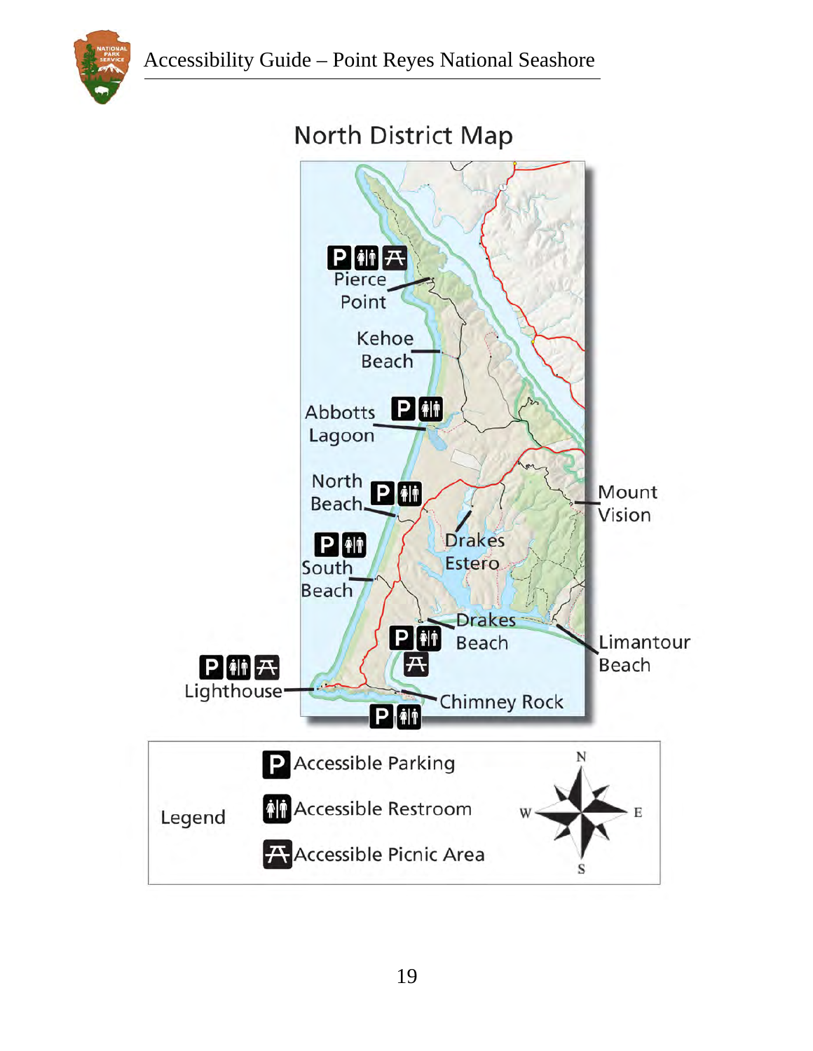# North District Map

Pierce Point

Kehoe Beach

Abbotts Lagoon

North Beach

South Beach

Mount Vision

Drakes Estero

Drakes Beach

Limantour Beach

Lighthouse

Chimney Rock

| Legend | |
|---|---|
| P | Accessible Parking |
| 🚻 | Accessible Restroom |
| 🛒 | Accessible Picnic Area |

N, E, S, W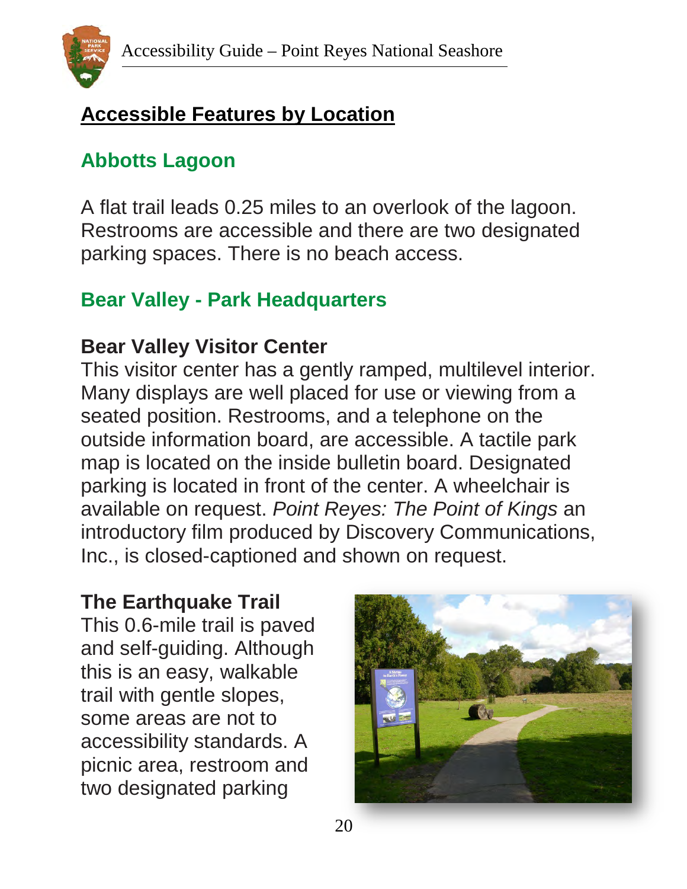## Accessible Features by Location

### Abbotts Lagoon

A flat trail leads 0.25 miles to an overlook of the lagoon. Restrooms are accessible and there are two designated parking spaces. There is no beach access.

### Bear Valley - Park Headquarters

**Bear Valley Visitor Center**
This visitor center has a gently ramped, multilevel interior. Many displays are well placed for use or viewing from a seated position. Restrooms, and a telephone on the outside information board, are accessible. A tactile park map is located on the inside bulletin board. Designated parking is located in front of the center. A wheelchair is available on request. *Point Reyes: The Point of Kings* an introductory film produced by Discovery Communications, Inc., is closed-captioned and shown on request.

**The Earthquake Trail**
This 0.6-mile trail is paved and self-guiding. Although this is an easy, walkable trail with gentle slopes, some areas are not to accessibility standards. A picnic area, restroom and two designated parking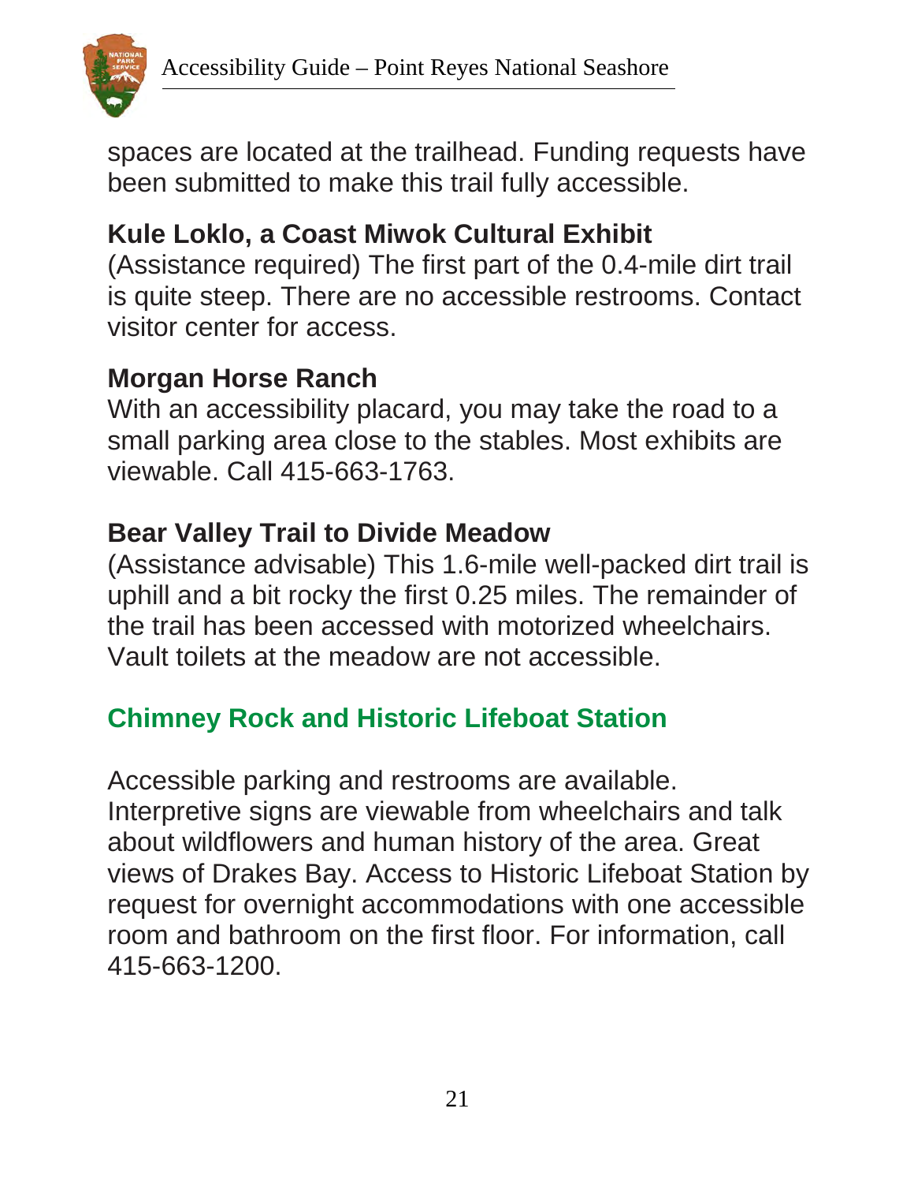spaces are located at the trailhead. Funding requests have been submitted to make this trail fully accessible.

### Kule Loklo, a Coast Miwok Cultural Exhibit

(Assistance required) The first part of the 0.4-mile dirt trail is quite steep. There are no accessible restrooms. Contact visitor center for access.

### Morgan Horse Ranch

With an accessibility placard, you may take the road to a small parking area close to the stables. Most exhibits are viewable. Call 415-663-1763.

### Bear Valley Trail to Divide Meadow

(Assistance advisable) This 1.6-mile well-packed dirt trail is uphill and a bit rocky the first 0.25 miles. The remainder of the trail has been accessed with motorized wheelchairs. Vault toilets at the meadow are not accessible.

## Chimney Rock and Historic Lifeboat Station

Accessible parking and restrooms are available. Interpretive signs are viewable from wheelchairs and talk about wildflowers and human history of the area. Great views of Drakes Bay. Access to Historic Lifeboat Station by request for overnight accommodations with one accessible room and bathroom on the first floor. For information, call 415-663-1200.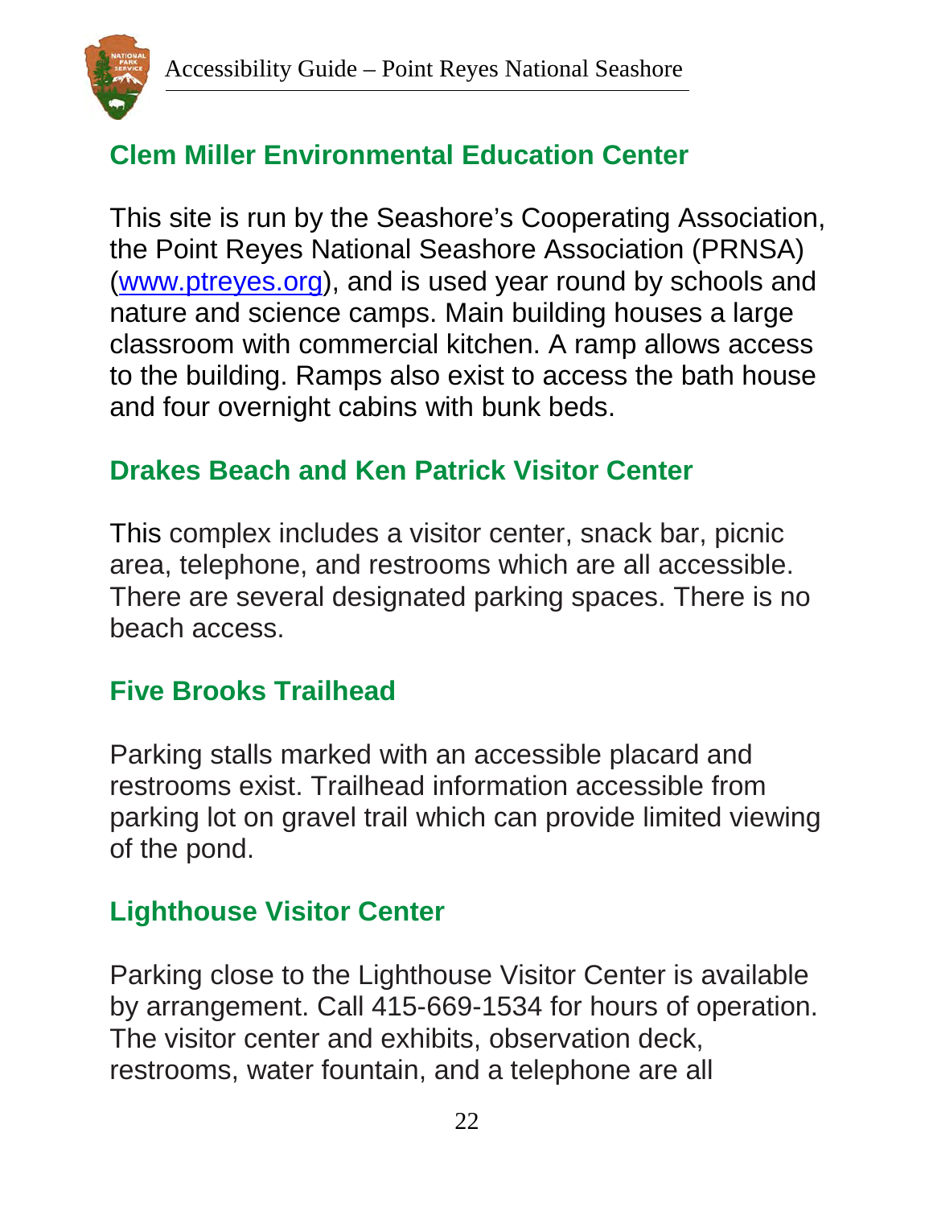## Clem Miller Environmental Education Center

This site is run by the Seashore's Cooperating Association, the Point Reyes National Seashore Association (PRNSA) ([www.ptreyes.org](http://www.ptreyes.org)), and is used year round by schools and nature and science camps. Main building houses a large classroom with commercial kitchen. A ramp allows access to the building. Ramps also exist to access the bath house and four overnight cabins with bunk beds.

## Drakes Beach and Ken Patrick Visitor Center

This complex includes a visitor center, snack bar, picnic area, telephone, and restrooms which are all accessible. There are several designated parking spaces. There is no beach access.

## Five Brooks Trailhead

Parking stalls marked with an accessible placard and restrooms exist. Trailhead information accessible from parking lot on gravel trail which can provide limited viewing of the pond.

## Lighthouse Visitor Center

Parking close to the Lighthouse Visitor Center is available by arrangement. Call 415-669-1534 for hours of operation. The visitor center and exhibits, observation deck, restrooms, water fountain, and a telephone are all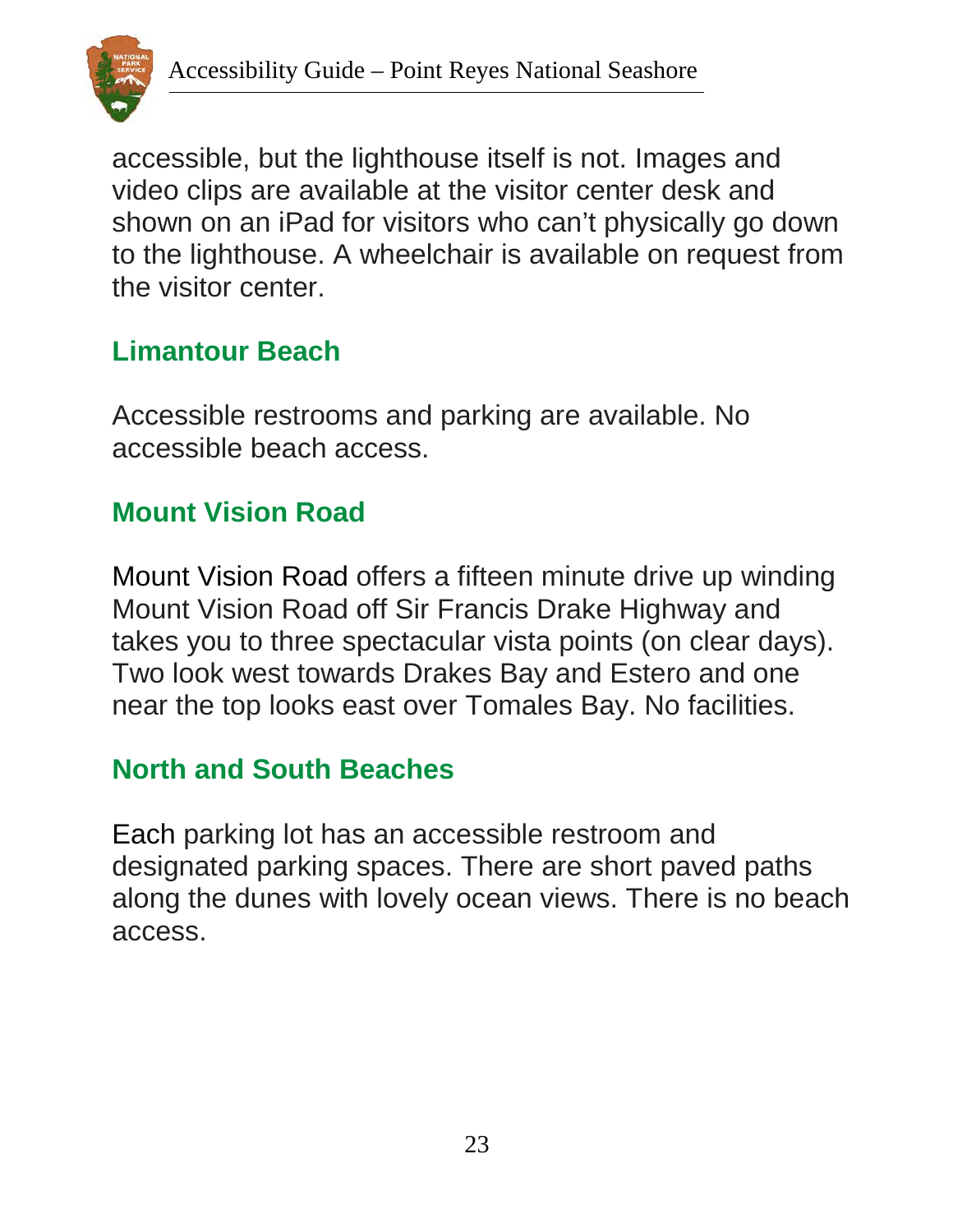accessible, but the lighthouse itself is not. Images and video clips are available at the visitor center desk and shown on an iPad for visitors who can't physically go down to the lighthouse. A wheelchair is available on request from the visitor center.

## Limantour Beach

Accessible restrooms and parking are available. No accessible beach access.

## Mount Vision Road

Mount Vision Road offers a fifteen minute drive up winding Mount Vision Road off Sir Francis Drake Highway and takes you to three spectacular vista points (on clear days). Two look west towards Drakes Bay and Estero and one near the top looks east over Tomales Bay. No facilities.

## North and South Beaches

Each parking lot has an accessible restroom and designated parking spaces. There are short paved paths along the dunes with lovely ocean views. There is no beach access.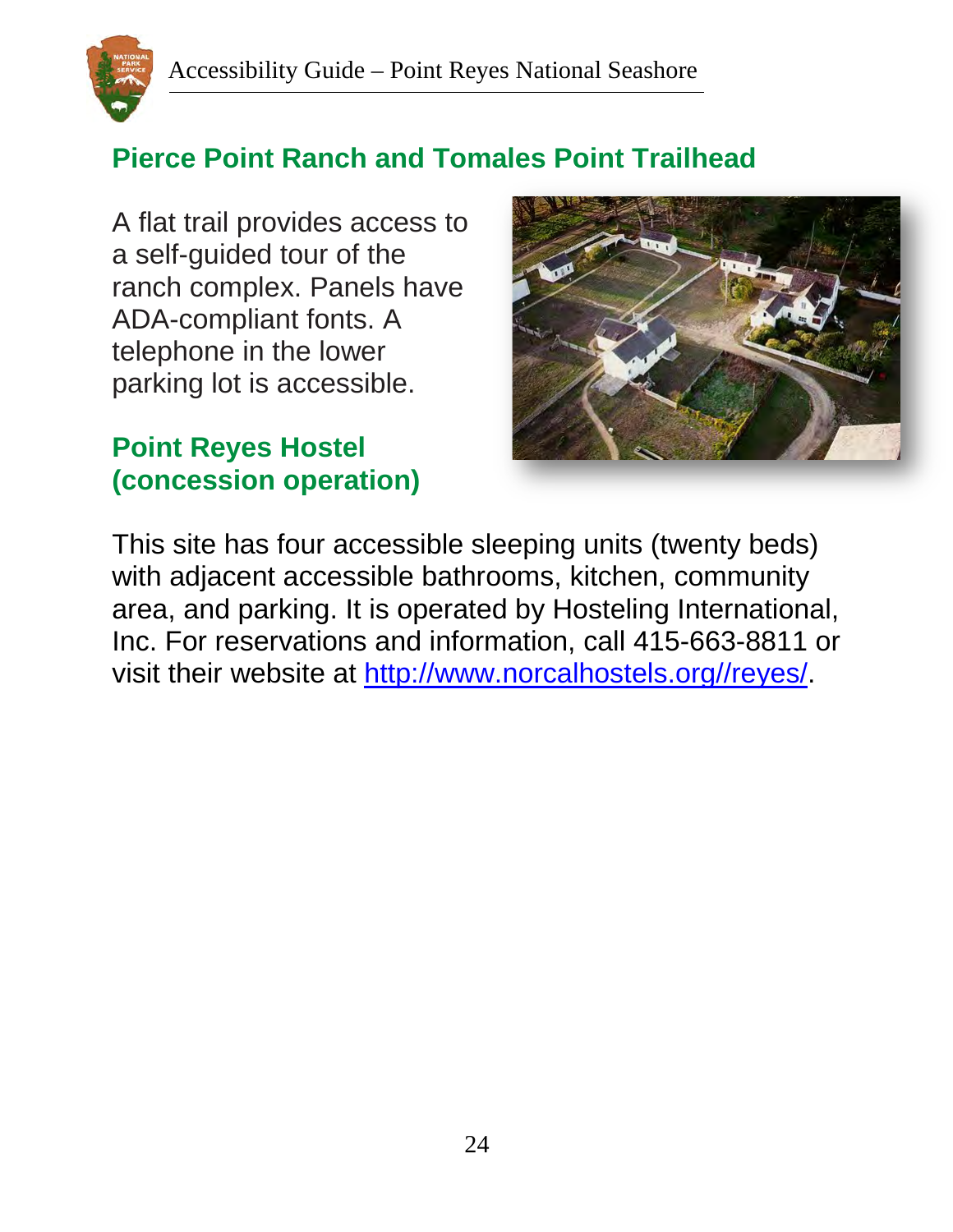## Pierce Point Ranch and Tomales Point Trailhead

A flat trail provides access to a self-guided tour of the ranch complex. Panels have ADA-compliant fonts. A telephone in the lower parking lot is accessible.

## Point Reyes Hostel (concession operation)

This site has four accessible sleeping units (twenty beds) with adjacent accessible bathrooms, kitchen, community area, and parking. It is operated by Hosteling International, Inc. For reservations and information, call 415-663-8811 or visit their website at [http://www.norcalhostels.org//reyes/](http://www.norcalhostels.org//reyes/).